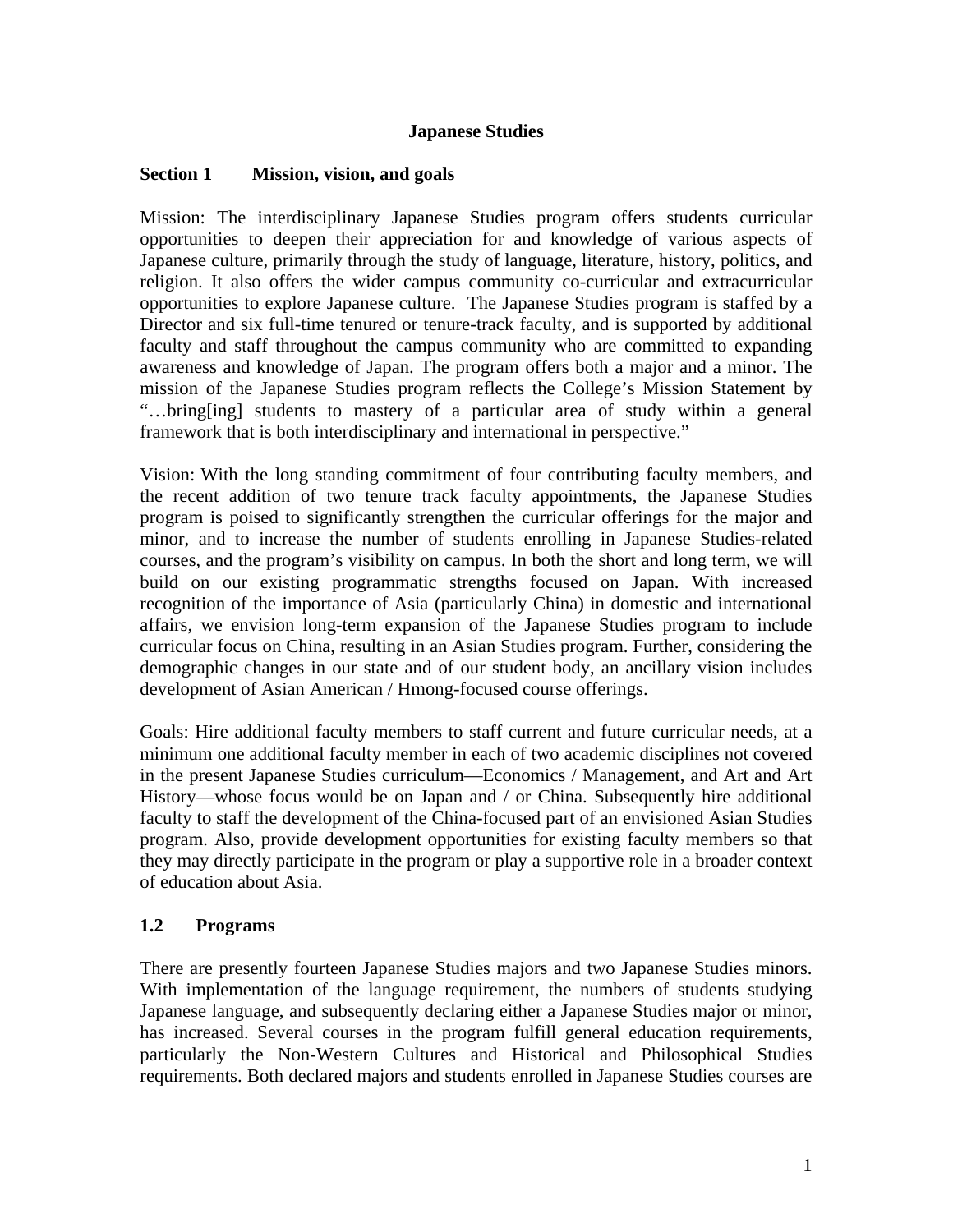# Japanese Studies

## Section 1 Mission, vision, and goals

Mission: The interdisciplinary Japanese Studies program offers students curricular opportunities to deepen their appreciation for and knowledge of various aspects of Japanese culture, primarily through the study of language, literature, history, politics, and religion. It also offers the wider campus community co-curricular and extracurricular opportunities to explore Japanese culture. The Japanese Studies program is staffed by a Director and six full-time tenured or tenure-track faculty, and is supported by additional faculty and staff throughout the campus community who are committed to expanding awareness and knowledge of Japan. The program offers both a major and a minor. The mission of the Japanese Studies program reflects the College's Mission Statement by "…bring[ing] students to mastery of a particular area of study within a general framework that is both interdisciplinary and international in perspective."

Vision: With the long standing commitment of four contributing faculty members, and the recent addition of two tenure track faculty appointments, the Japanese Studies program is poised to significantly strengthen the curricular offerings for the major and minor, and to increase the number of students enrolling in Japanese Studies-related courses, and the program's visibility on campus. In both the short and long term, we will build on our existing programmatic strengths focused on Japan. With increased recognition of the importance of Asia (particularly China) in domestic and international affairs, we envision long-term expansion of the Japanese Studies program to include curricular focus on China, resulting in an Asian Studies program. Further, considering the demographic changes in our state and of our student body, an ancillary vision includes development of Asian American / Hmong-focused course offerings.

Goals: Hire additional faculty members to staff current and future curricular needs, at a minimum one additional faculty member in each of two academic disciplines not covered in the present Japanese Studies curriculum—Economics / Management, and Art and Art History—whose focus would be on Japan and / or China. Subsequently hire additional faculty to staff the development of the China-focused part of an envisioned Asian Studies program. Also, provide development opportunities for existing faculty members so that they may directly participate in the program or play a supportive role in a broader context of education about Asia.

## 1.2 Programs

There are presently fourteen Japanese Studies majors and two Japanese Studies minors. With implementation of the language requirement, the numbers of students studying Japanese language, and subsequently declaring either a Japanese Studies major or minor, has increased. Several courses in the program fulfill general education requirements, particularly the Non-Western Cultures and Historical and Philosophical Studies requirements. Both declared majors and students enrolled in Japanese Studies courses are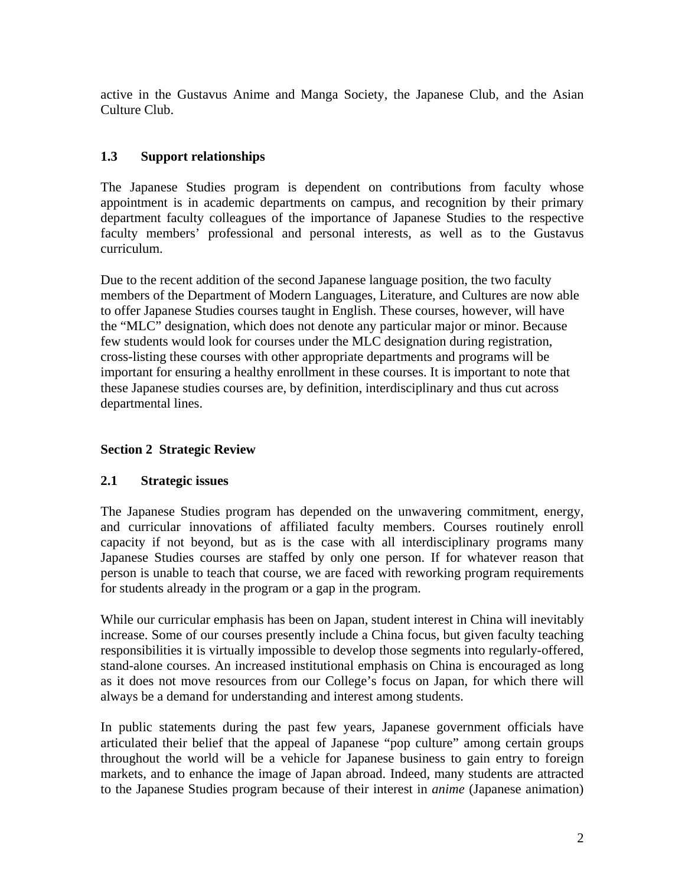active in the Gustavus Anime and Manga Society, the Japanese Club, and the Asian Culture Club.

### 1.3 Support relationships

The Japanese Studies program is dependent on contributions from faculty whose appointment is in academic departments on campus, and recognition by their primary department faculty colleagues of the importance of Japanese Studies to the respective faculty members' professional and personal interests, as well as to the Gustavus curriculum.

Due to the recent addition of the second Japanese language position, the two faculty members of the Department of Modern Languages, Literature, and Cultures are now able to offer Japanese Studies courses taught in English. These courses, however, will have the "MLC" designation, which does not denote any particular major or minor. Because few students would look for courses under the MLC designation during registration, cross-listing these courses with other appropriate departments and programs will be important for ensuring a healthy enrollment in these courses. It is important to note that these Japanese studies courses are, by definition, interdisciplinary and thus cut across departmental lines.

## Section 2 Strategic Review

### 2.1 Strategic issues

The Japanese Studies program has depended on the unwavering commitment, energy, and curricular innovations of affiliated faculty members. Courses routinely enroll capacity if not beyond, but as is the case with all interdisciplinary programs many Japanese Studies courses are staffed by only one person. If for whatever reason that person is unable to teach that course, we are faced with reworking program requirements for students already in the program or a gap in the program.

While our curricular emphasis has been on Japan, student interest in China will inevitably increase. Some of our courses presently include a China focus, but given faculty teaching responsibilities it is virtually impossible to develop those segments into regularly-offered, stand-alone courses. An increased institutional emphasis on China is encouraged as long as it does not move resources from our College's focus on Japan, for which there will always be a demand for understanding and interest among students.

In public statements during the past few years, Japanese government officials have articulated their belief that the appeal of Japanese "pop culture" among certain groups throughout the world will be a vehicle for Japanese business to gain entry to foreign markets, and to enhance the image of Japan abroad. Indeed, many students are attracted to the Japanese Studies program because of their interest in *anime* (Japanese animation)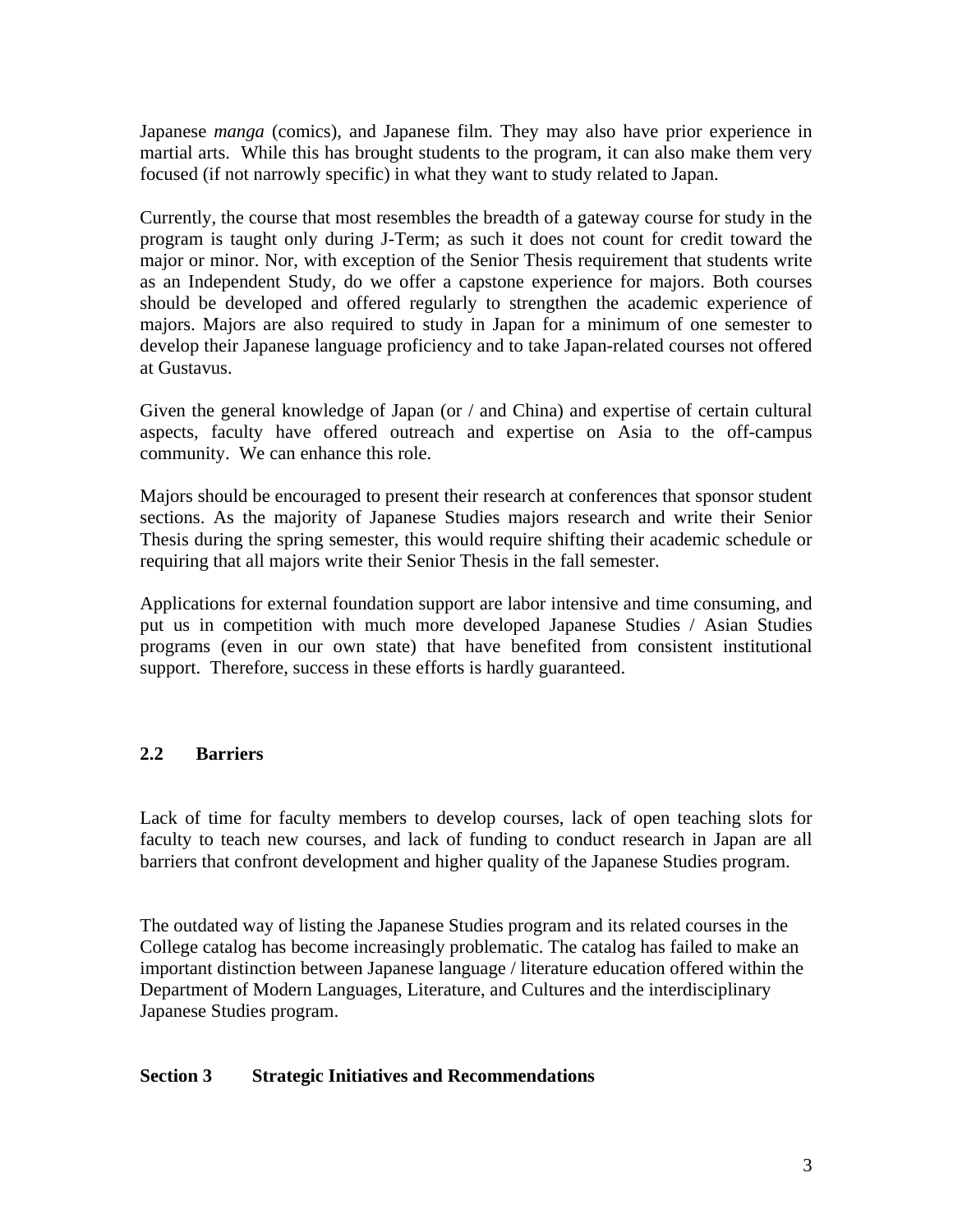Japanese *manga* (comics), and Japanese film. They may also have prior experience in martial arts. While this has brought students to the program, it can also make them very focused (if not narrowly specific) in what they want to study related to Japan.

Currently, the course that most resembles the breadth of a gateway course for study in the program is taught only during J-Term; as such it does not count for credit toward the major or minor. Nor, with exception of the Senior Thesis requirement that students write as an Independent Study, do we offer a capstone experience for majors. Both courses should be developed and offered regularly to strengthen the academic experience of majors. Majors are also required to study in Japan for a minimum of one semester to develop their Japanese language proficiency and to take Japan-related courses not offered at Gustavus.

Given the general knowledge of Japan (or / and China) and expertise of certain cultural aspects, faculty have offered outreach and expertise on Asia to the off-campus community. We can enhance this role.

Majors should be encouraged to present their research at conferences that sponsor student sections. As the majority of Japanese Studies majors research and write their Senior Thesis during the spring semester, this would require shifting their academic schedule or requiring that all majors write their Senior Thesis in the fall semester.

Applications for external foundation support are labor intensive and time consuming, and put us in competition with much more developed Japanese Studies / Asian Studies programs (even in our own state) that have benefited from consistent institutional support. Therefore, success in these efforts is hardly guaranteed.

### 2.2 Barriers

Lack of time for faculty members to develop courses, lack of open teaching slots for faculty to teach new courses, and lack of funding to conduct research in Japan are all barriers that confront development and higher quality of the Japanese Studies program.

The outdated way of listing the Japanese Studies program and its related courses in the College catalog has become increasingly problematic. The catalog has failed to make an important distinction between Japanese language / literature education offered within the Department of Modern Languages, Literature, and Cultures and the interdisciplinary Japanese Studies program.

## Section 3 Strategic Initiatives and Recommendations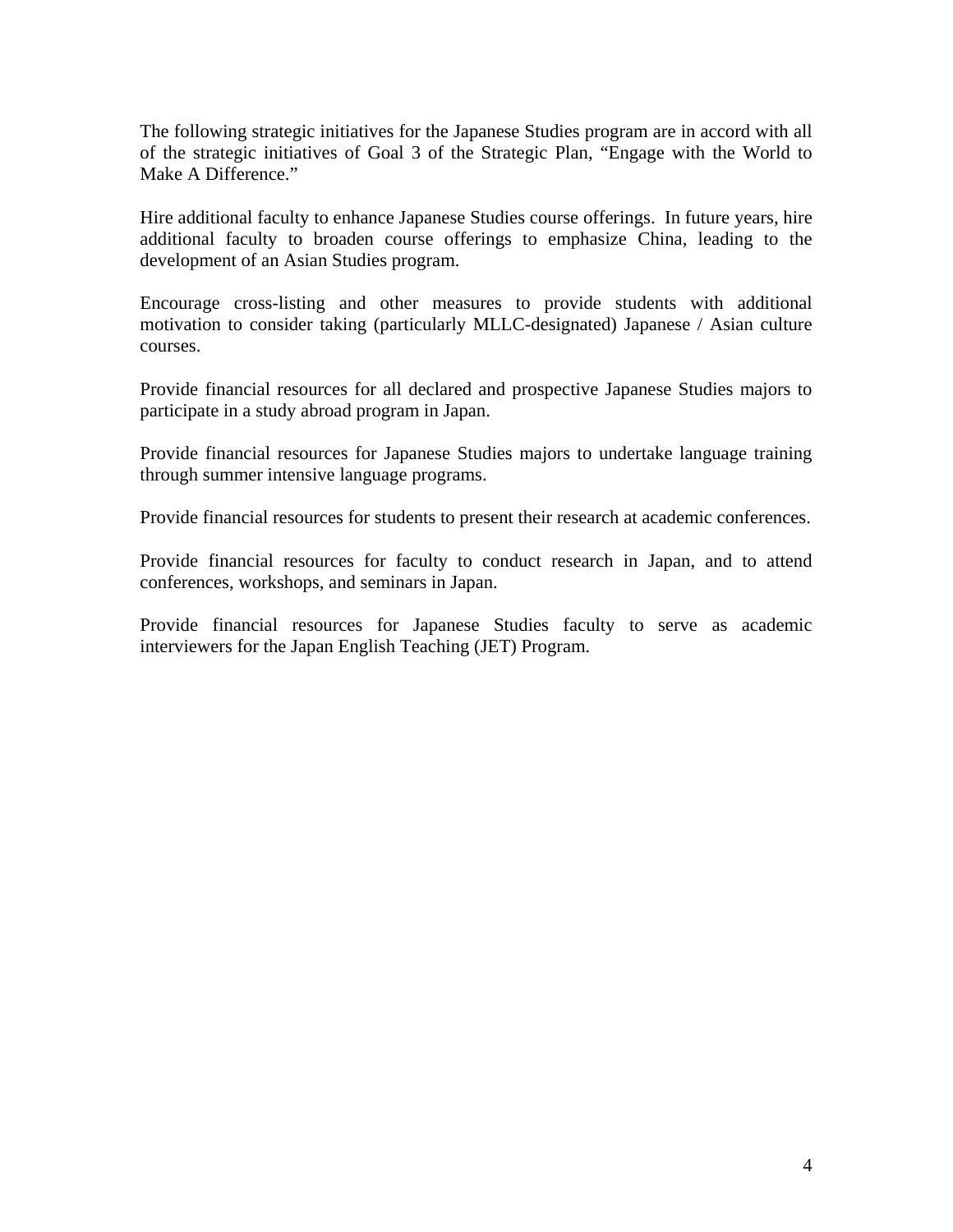The following strategic initiatives for the Japanese Studies program are in accord with all of the strategic initiatives of Goal 3 of the Strategic Plan, "Engage with the World to Make A Difference."

Hire additional faculty to enhance Japanese Studies course offerings. In future years, hire additional faculty to broaden course offerings to emphasize China, leading to the development of an Asian Studies program.

Encourage cross-listing and other measures to provide students with additional motivation to consider taking (particularly MLLC-designated) Japanese / Asian culture courses.

Provide financial resources for all declared and prospective Japanese Studies majors to participate in a study abroad program in Japan.

Provide financial resources for Japanese Studies majors to undertake language training through summer intensive language programs.

Provide financial resources for students to present their research at academic conferences.

Provide financial resources for faculty to conduct research in Japan, and to attend conferences, workshops, and seminars in Japan.

Provide financial resources for Japanese Studies faculty to serve as academic interviewers for the Japan English Teaching (JET) Program.